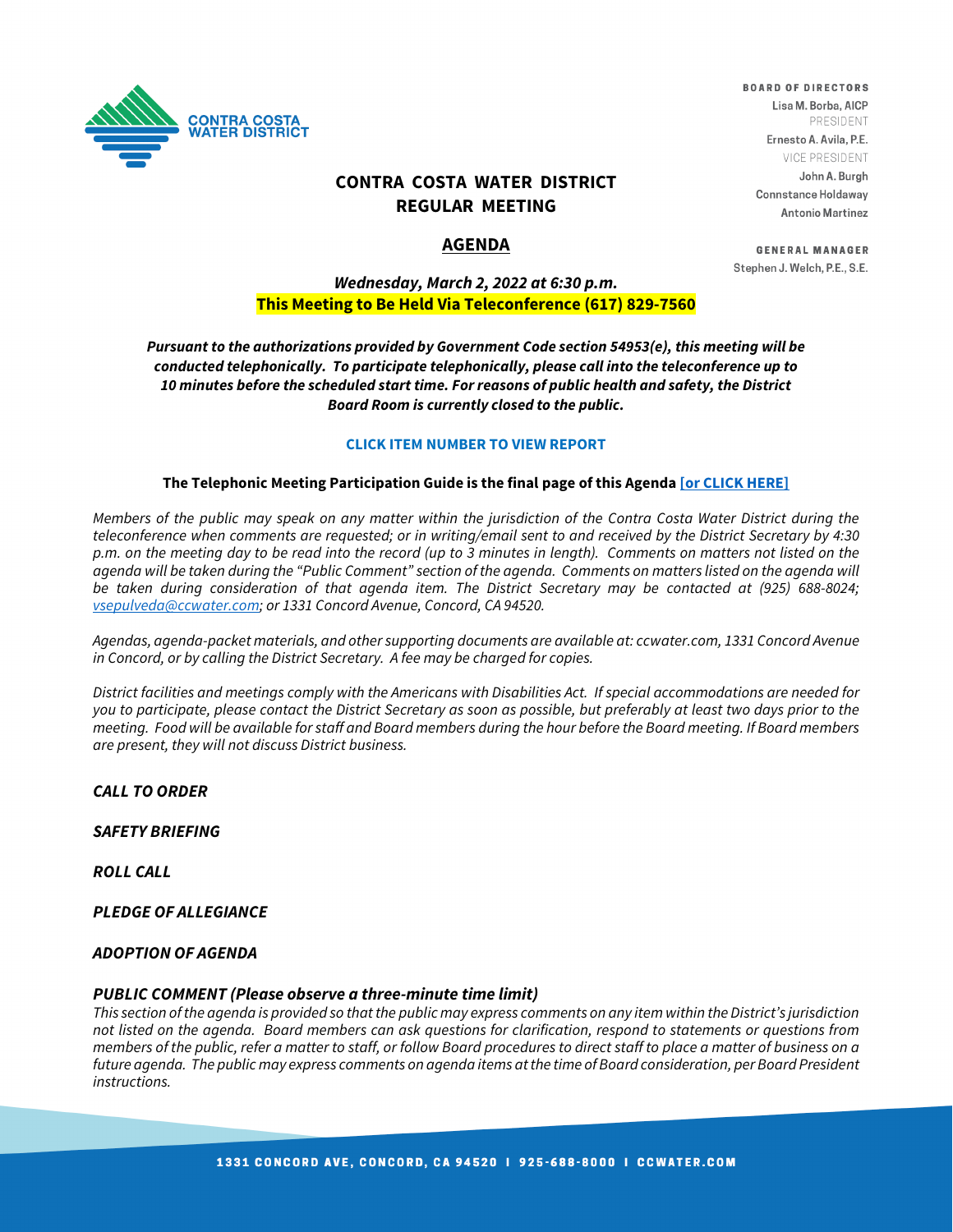CONTRA COSTA WATER DISTRICT

**BOARD OF DIRECTORS**
Lisa M. Borba, AICP
PRESIDENT
Ernesto A. Avila, P.E.
VICE PRESIDENT
John A. Burgh
Connstance Holdaway
Antonio Martinez

**GENERAL MANAGER**
Stephen J. Welch, P.E., S.E.

# CONTRA COSTA WATER DISTRICT REGULAR MEETING

## AGENDA

***Wednesday, March 2, 2022 at 6:30 p.m.***
**This Meeting to Be Held Via Teleconference (617) 829-7560**

***Pursuant to the authorizations provided by Government Code section 54953(e), this meeting will be conducted telephonically. To participate telephonically, please call into the teleconference up to 10 minutes before the scheduled start time. For reasons of public health and safety, the District Board Room is currently closed to the public.***

**CLICK ITEM NUMBER TO VIEW REPORT**

**The Telephonic Meeting Participation Guide is the final page of this Agenda [or CLICK HERE]**

*Members of the public may speak on any matter within the jurisdiction of the Contra Costa Water District during the teleconference when comments are requested; or in writing/email sent to and received by the District Secretary by 4:30 p.m. on the meeting day to be read into the record (up to 3 minutes in length). Comments on matters not listed on the agenda will be taken during the "Public Comment" section of the agenda. Comments on matters listed on the agenda will be taken during consideration of that agenda item. The District Secretary may be contacted at (925) 688-8024; vsepulveda@ccwater.com; or 1331 Concord Avenue, Concord, CA 94520.*

*Agendas, agenda-packet materials, and other supporting documents are available at: ccwater.com, 1331 Concord Avenue in Concord, or by calling the District Secretary. A fee may be charged for copies.*

*District facilities and meetings comply with the Americans with Disabilities Act. If special accommodations are needed for you to participate, please contact the District Secretary as soon as possible, but preferably at least two days prior to the meeting. Food will be available for staff and Board members during the hour before the Board meeting. If Board members are present, they will not discuss District business.*

***CALL TO ORDER***

***SAFETY BRIEFING***

***ROLL CALL***

***PLEDGE OF ALLEGIANCE***

***ADOPTION OF AGENDA***

***PUBLIC COMMENT (Please observe a three-minute time limit)***

*This section of the agenda is provided so that the public may express comments on any item within the District's jurisdiction not listed on the agenda. Board members can ask questions for clarification, respond to statements or questions from members of the public, refer a matter to staff, or follow Board procedures to direct staff to place a matter of business on a future agenda. The public may express comments on agenda items at the time of Board consideration, per Board President instructions.*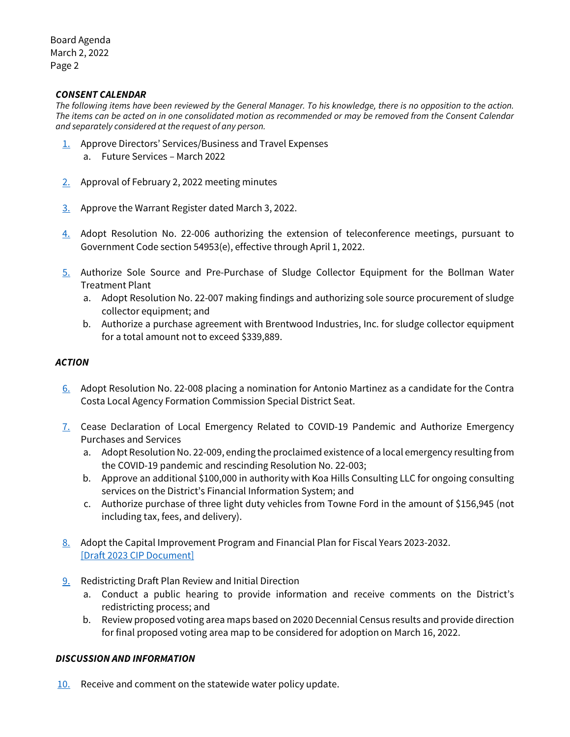### *CONSENT CALENDAR*

*The following items have been reviewed by the General Manager. To his knowledge, there is no opposition to the action. The items can be acted on in one consolidated motion as recommended or may be removed from the Consent Calendar and separately considered at the request of any person.*

1. Approve Directors' Services/Business and Travel Expenses
   a. Future Services – March 2022

2. Approval of February 2, 2022 meeting minutes

3. Approve the Warrant Register dated March 3, 2022.

4. Adopt Resolution No. 22-006 authorizing the extension of teleconference meetings, pursuant to Government Code section 54953(e), effective through April 1, 2022.

5. Authorize Sole Source and Pre-Purchase of Sludge Collector Equipment for the Bollman Water Treatment Plant
   a. Adopt Resolution No. 22-007 making findings and authorizing sole source procurement of sludge collector equipment; and
   b. Authorize a purchase agreement with Brentwood Industries, Inc. for sludge collector equipment for a total amount not to exceed $339,889.

### *ACTION*

6. Adopt Resolution No. 22-008 placing a nomination for Antonio Martinez as a candidate for the Contra Costa Local Agency Formation Commission Special District Seat.

7. Cease Declaration of Local Emergency Related to COVID-19 Pandemic and Authorize Emergency Purchases and Services
   a. Adopt Resolution No. 22-009, ending the proclaimed existence of a local emergency resulting from the COVID-19 pandemic and rescinding Resolution No. 22-003;
   b. Approve an additional $100,000 in authority with Koa Hills Consulting LLC for ongoing consulting services on the District's Financial Information System; and
   c. Authorize purchase of three light duty vehicles from Towne Ford in the amount of $156,945 (not including tax, fees, and delivery).

8. Adopt the Capital Improvement Program and Financial Plan for Fiscal Years 2023-2032.
   [Draft 2023 CIP Document]

9. Redistricting Draft Plan Review and Initial Direction
   a. Conduct a public hearing to provide information and receive comments on the District's redistricting process; and
   b. Review proposed voting area maps based on 2020 Decennial Census results and provide direction for final proposed voting area map to be considered for adoption on March 16, 2022.

### *DISCUSSION AND INFORMATION*

10. Receive and comment on the statewide water policy update.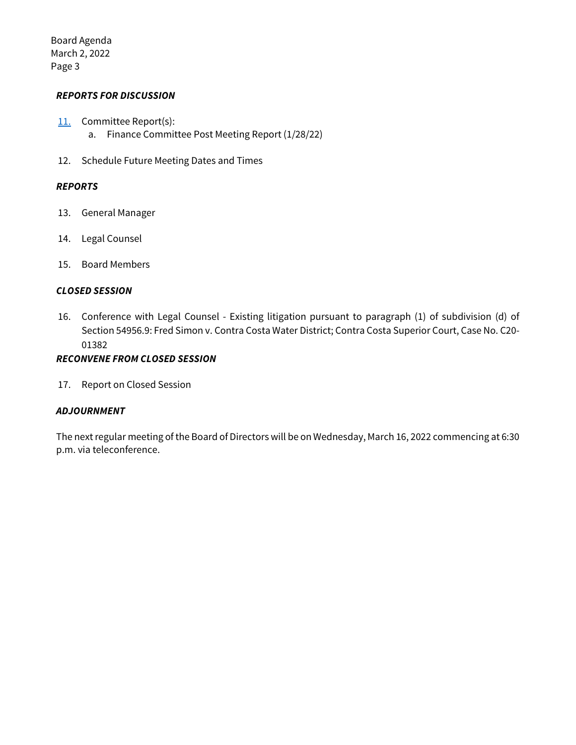***REPORTS FOR DISCUSSION***

11. Committee Report(s):
    a. Finance Committee Post Meeting Report (1/28/22)

12. Schedule Future Meeting Dates and Times

***REPORTS***

13. General Manager

14. Legal Counsel

15. Board Members

***CLOSED SESSION***

16. Conference with Legal Counsel - Existing litigation pursuant to paragraph (1) of subdivision (d) of Section 54956.9: Fred Simon v. Contra Costa Water District; Contra Costa Superior Court, Case No. C20-01382

***RECONVENE FROM CLOSED SESSION***

17. Report on Closed Session

***ADJOURNMENT***

The next regular meeting of the Board of Directors will be on Wednesday, March 16, 2022 commencing at 6:30 p.m. via teleconference.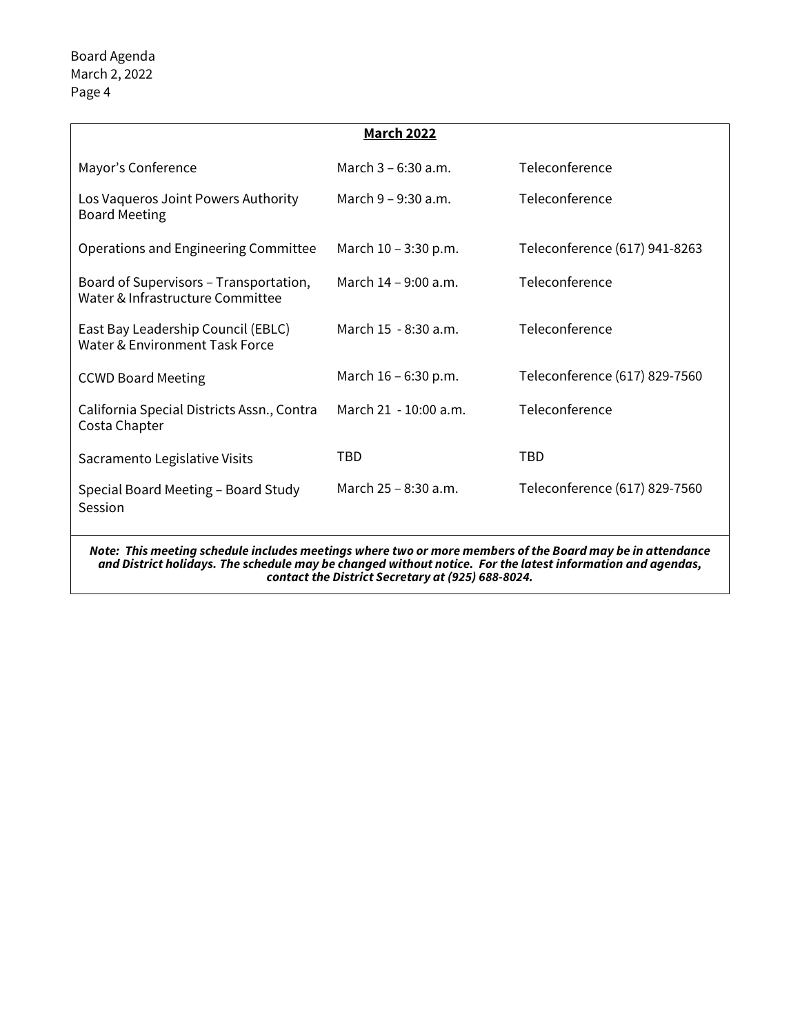**March 2022**

| Meeting | Date/Time | Location |
| --- | --- | --- |
| Mayor's Conference | March 3 – 6:30 a.m. | Teleconference |
| Los Vaqueros Joint Powers Authority Board Meeting | March 9 – 9:30 a.m. | Teleconference |
| Operations and Engineering Committee | March 10 – 3:30 p.m. | Teleconference (617) 941-8263 |
| Board of Supervisors – Transportation, Water & Infrastructure Committee | March 14 – 9:00 a.m. | Teleconference |
| East Bay Leadership Council (EBLC) Water & Environment Task Force | March 15 - 8:30 a.m. | Teleconference |
| CCWD Board Meeting | March 16 – 6:30 p.m. | Teleconference (617) 829-7560 |
| California Special Districts Assn., Contra Costa Chapter | March 21 - 10:00 a.m. | Teleconference |
| Sacramento Legislative Visits | TBD | TBD |
| Special Board Meeting – Board Study Session | March 25 – 8:30 a.m. | Teleconference (617) 829-7560 |

***Note: This meeting schedule includes meetings where two or more members of the Board may be in attendance and District holidays. The schedule may be changed without notice. For the latest information and agendas, contact the District Secretary at (925) 688-8024.***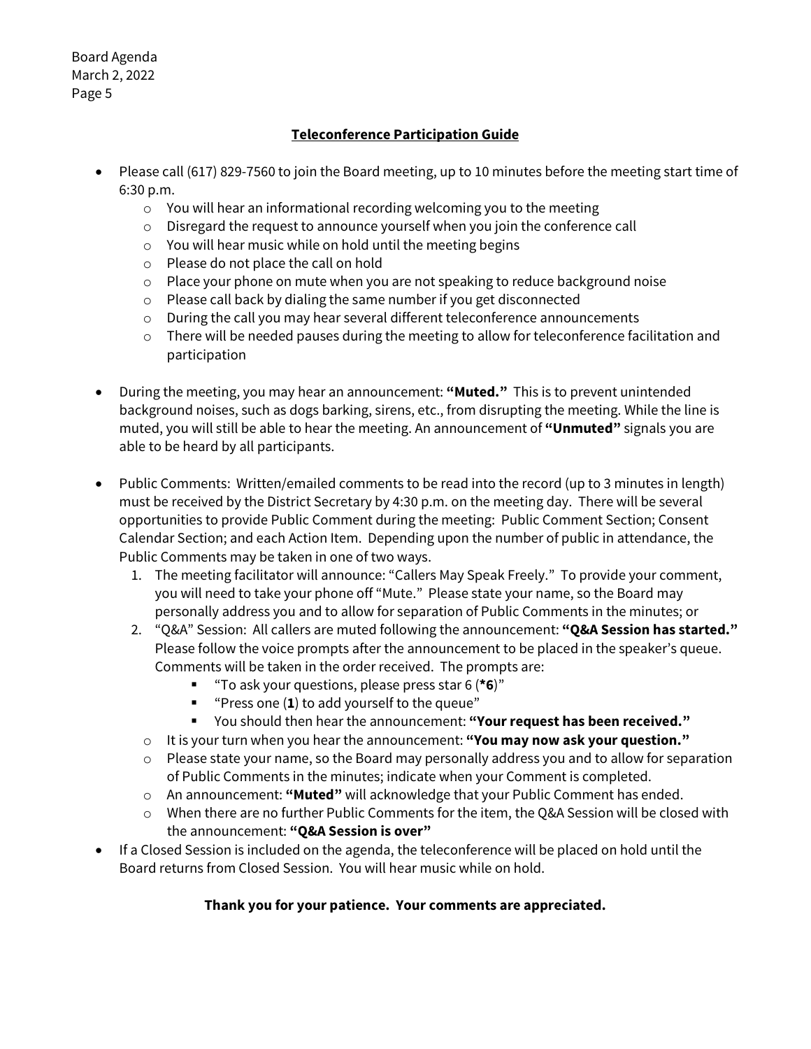## Teleconference Participation Guide

- Please call (617) 829-7560 to join the Board meeting, up to 10 minutes before the meeting start time of 6:30 p.m.
  - You will hear an informational recording welcoming you to the meeting
  - Disregard the request to announce yourself when you join the conference call
  - You will hear music while on hold until the meeting begins
  - Please do not place the call on hold
  - Place your phone on mute when you are not speaking to reduce background noise
  - Please call back by dialing the same number if you get disconnected
  - During the call you may hear several different teleconference announcements
  - There will be needed pauses during the meeting to allow for teleconference facilitation and participation

- During the meeting, you may hear an announcement: **"Muted."** This is to prevent unintended background noises, such as dogs barking, sirens, etc., from disrupting the meeting. While the line is muted, you will still be able to hear the meeting. An announcement of **"Unmuted"** signals you are able to be heard by all participants.

- Public Comments: Written/emailed comments to be read into the record (up to 3 minutes in length) must be received by the District Secretary by 4:30 p.m. on the meeting day. There will be several opportunities to provide Public Comment during the meeting: Public Comment Section; Consent Calendar Section; and each Action Item. Depending upon the number of public in attendance, the Public Comments may be taken in one of two ways.
  1. The meeting facilitator will announce: "Callers May Speak Freely." To provide your comment, you will need to take your phone off "Mute." Please state your name, so the Board may personally address you and to allow for separation of Public Comments in the minutes; or
  2. "Q&A" Session: All callers are muted following the announcement: **"Q&A Session has started."** Please follow the voice prompts after the announcement to be placed in the speaker's queue. Comments will be taken in the order received. The prompts are:
     - "To ask your questions, please press star 6 (**\*6**)"
     - "Press one (**1**) to add yourself to the queue"
     - You should then hear the announcement: **"Your request has been received."**
  - It is your turn when you hear the announcement: **"You may now ask your question."**
  - Please state your name, so the Board may personally address you and to allow for separation of Public Comments in the minutes; indicate when your Comment is completed.
  - An announcement: **"Muted"** will acknowledge that your Public Comment has ended.
  - When there are no further Public Comments for the item, the Q&A Session will be closed with the announcement: **"Q&A Session is over"**
- If a Closed Session is included on the agenda, the teleconference will be placed on hold until the Board returns from Closed Session. You will hear music while on hold.

**Thank you for your patience. Your comments are appreciated.**